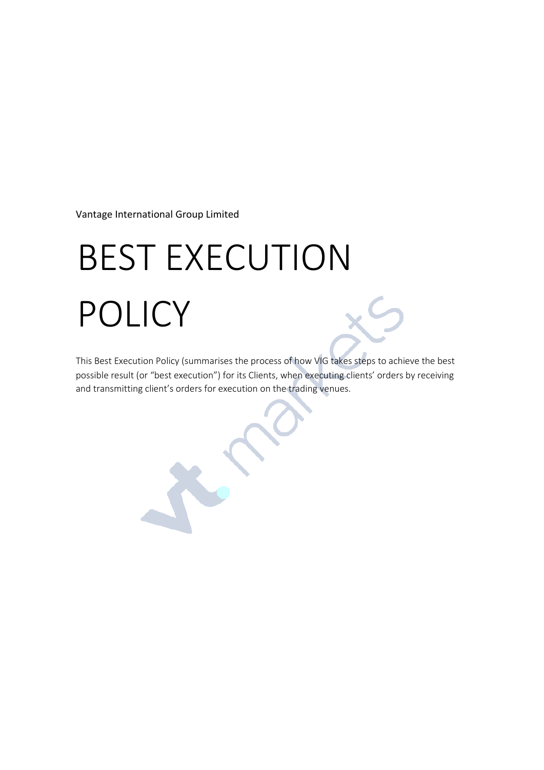Vantage International Group Limited

# BEST EXECUTION POLICY

This Best Execution Policy (summarises the process of how VIG takes steps to achieve the best possible result (or "best execution") for its Clients, when executing clients' orders by receiving and transmitting client's orders for execution on the trading venues.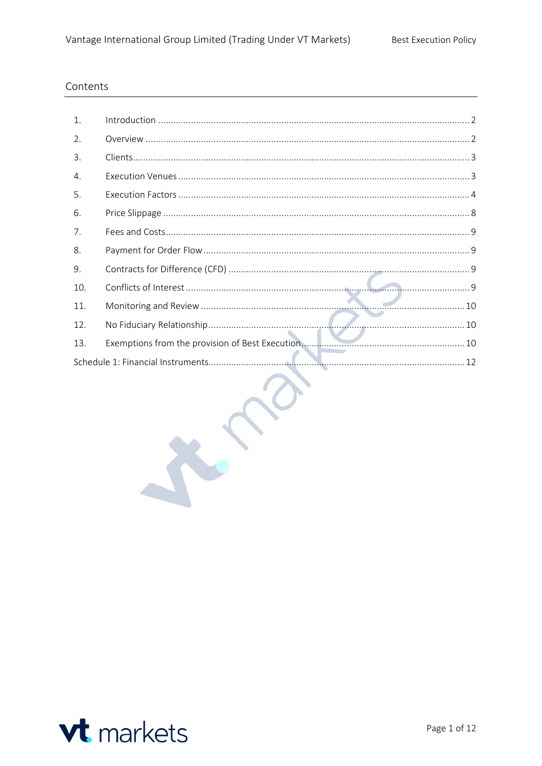## Contents

| | | |
|---|---|---|
| 1. | Introduction | 2 |
| 2. | Overview | 2 |
| 3. | Clients | 3 |
| 4. | Execution Venues | 3 |
| 5. | Execution Factors | 4 |
| 6. | Price Slippage | 8 |
| 7. | Fees and Costs | 9 |
| 8. | Payment for Order Flow | 9 |
| 9. | Contracts for Difference (CFD) | 9 |
| 10. | Conflicts of Interest | 9 |
| 11. | Monitoring and Review | 10 |
| 12. | No Fiduciary Relationship | 10 |
| 13. | Exemptions from the provision of Best Execution | 10 |
| Schedule 1: Financial Instruments | | 12 |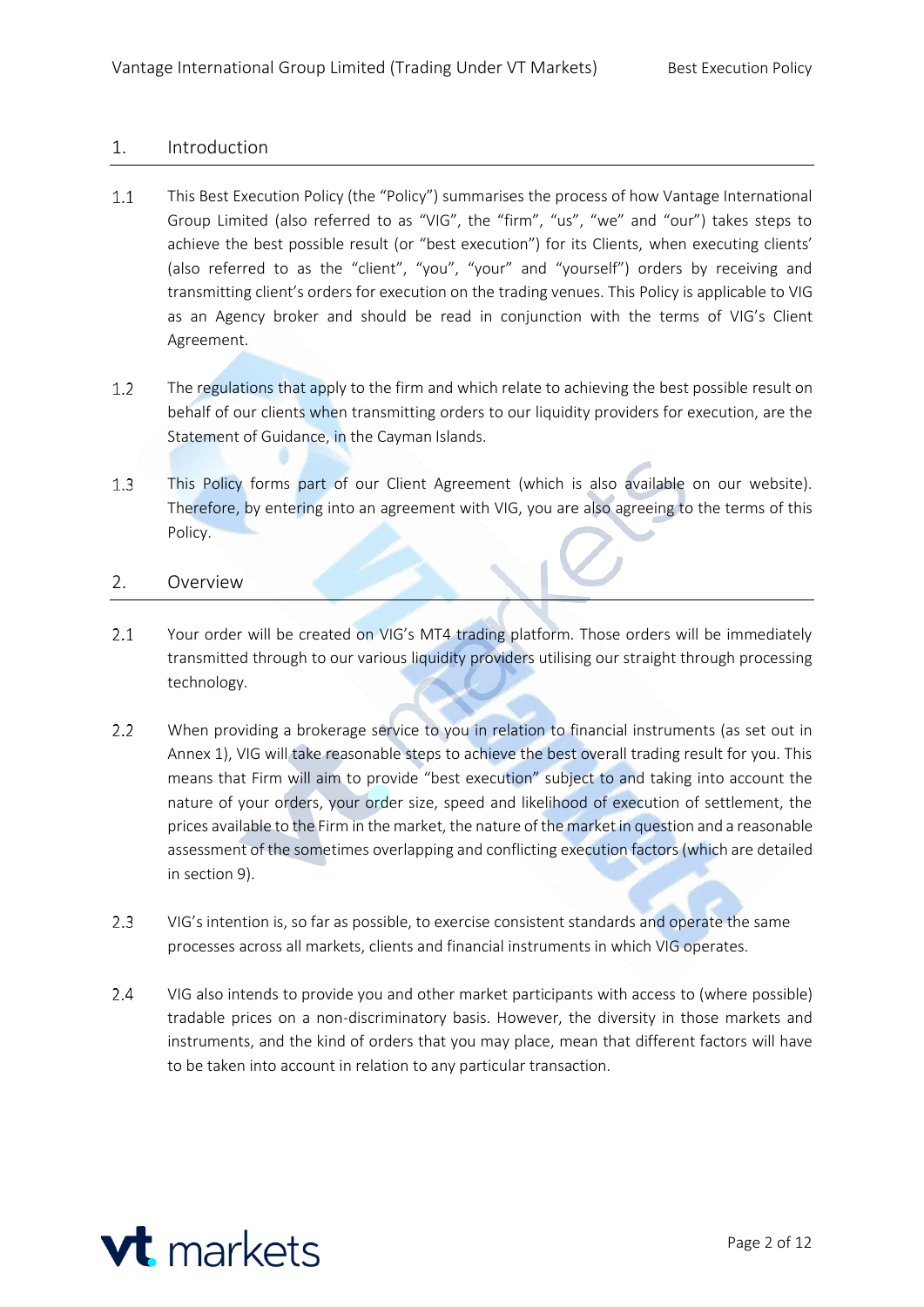## 1. Introduction

1.1 This Best Execution Policy (the "Policy") summarises the process of how Vantage International Group Limited (also referred to as "VIG", the "firm", "us", "we" and "our") takes steps to achieve the best possible result (or "best execution") for its Clients, when executing clients' (also referred to as the "client", "you", "your" and "yourself") orders by receiving and transmitting client's orders for execution on the trading venues. This Policy is applicable to VIG as an Agency broker and should be read in conjunction with the terms of VIG's Client Agreement.

1.2 The regulations that apply to the firm and which relate to achieving the best possible result on behalf of our clients when transmitting orders to our liquidity providers for execution, are the Statement of Guidance, in the Cayman Islands.

1.3 This Policy forms part of our Client Agreement (which is also available on our website). Therefore, by entering into an agreement with VIG, you are also agreeing to the terms of this Policy.

## 2. Overview

2.1 Your order will be created on VIG's MT4 trading platform. Those orders will be immediately transmitted through to our various liquidity providers utilising our straight through processing technology.

2.2 When providing a brokerage service to you in relation to financial instruments (as set out in Annex 1), VIG will take reasonable steps to achieve the best overall trading result for you. This means that Firm will aim to provide "best execution" subject to and taking into account the nature of your orders, your order size, speed and likelihood of execution of settlement, the prices available to the Firm in the market, the nature of the market in question and a reasonable assessment of the sometimes overlapping and conflicting execution factors (which are detailed in section 9).

2.3 VIG's intention is, so far as possible, to exercise consistent standards and operate the same processes across all markets, clients and financial instruments in which VIG operates.

2.4 VIG also intends to provide you and other market participants with access to (where possible) tradable prices on a non-discriminatory basis. However, the diversity in those markets and instruments, and the kind of orders that you may place, mean that different factors will have to be taken into account in relation to any particular transaction.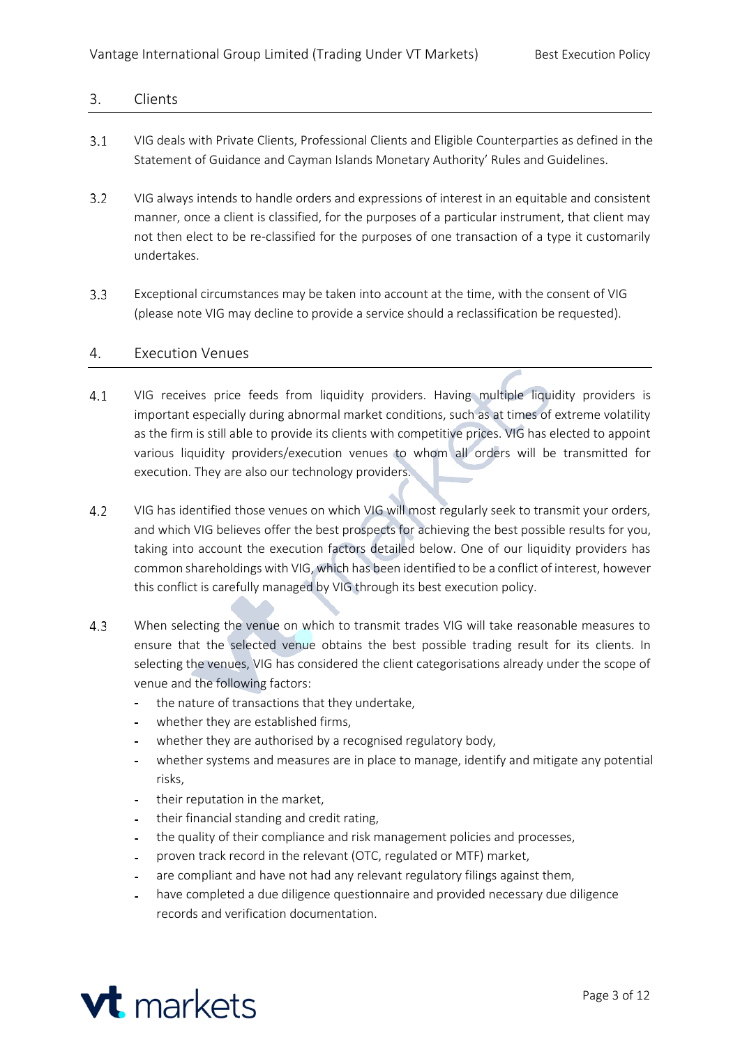## 3. Clients

3.1 VIG deals with Private Clients, Professional Clients and Eligible Counterparties as defined in the Statement of Guidance and Cayman Islands Monetary Authority' Rules and Guidelines.

3.2 VIG always intends to handle orders and expressions of interest in an equitable and consistent manner, once a client is classified, for the purposes of a particular instrument, that client may not then elect to be re-classified for the purposes of one transaction of a type it customarily undertakes.

3.3 Exceptional circumstances may be taken into account at the time, with the consent of VIG (please note VIG may decline to provide a service should a reclassification be requested).

## 4. Execution Venues

4.1 VIG receives price feeds from liquidity providers. Having multiple liquidity providers is important especially during abnormal market conditions, such as at times of extreme volatility as the firm is still able to provide its clients with competitive prices. VIG has elected to appoint various liquidity providers/execution venues to whom all orders will be transmitted for execution. They are also our technology providers.

4.2 VIG has identified those venues on which VIG will most regularly seek to transmit your orders, and which VIG believes offer the best prospects for achieving the best possible results for you, taking into account the execution factors detailed below. One of our liquidity providers has common shareholdings with VIG, which has been identified to be a conflict of interest, however this conflict is carefully managed by VIG through its best execution policy.

4.3 When selecting the venue on which to transmit trades VIG will take reasonable measures to ensure that the selected venue obtains the best possible trading result for its clients. In selecting the venues, VIG has considered the client categorisations already under the scope of venue and the following factors:

- the nature of transactions that they undertake,
- whether they are established firms,
- whether they are authorised by a recognised regulatory body,
- whether systems and measures are in place to manage, identify and mitigate any potential risks,
- their reputation in the market,
- their financial standing and credit rating,
- the quality of their compliance and risk management policies and processes,
- proven track record in the relevant (OTC, regulated or MTF) market,
- are compliant and have not had any relevant regulatory filings against them,
- have completed a due diligence questionnaire and provided necessary due diligence records and verification documentation.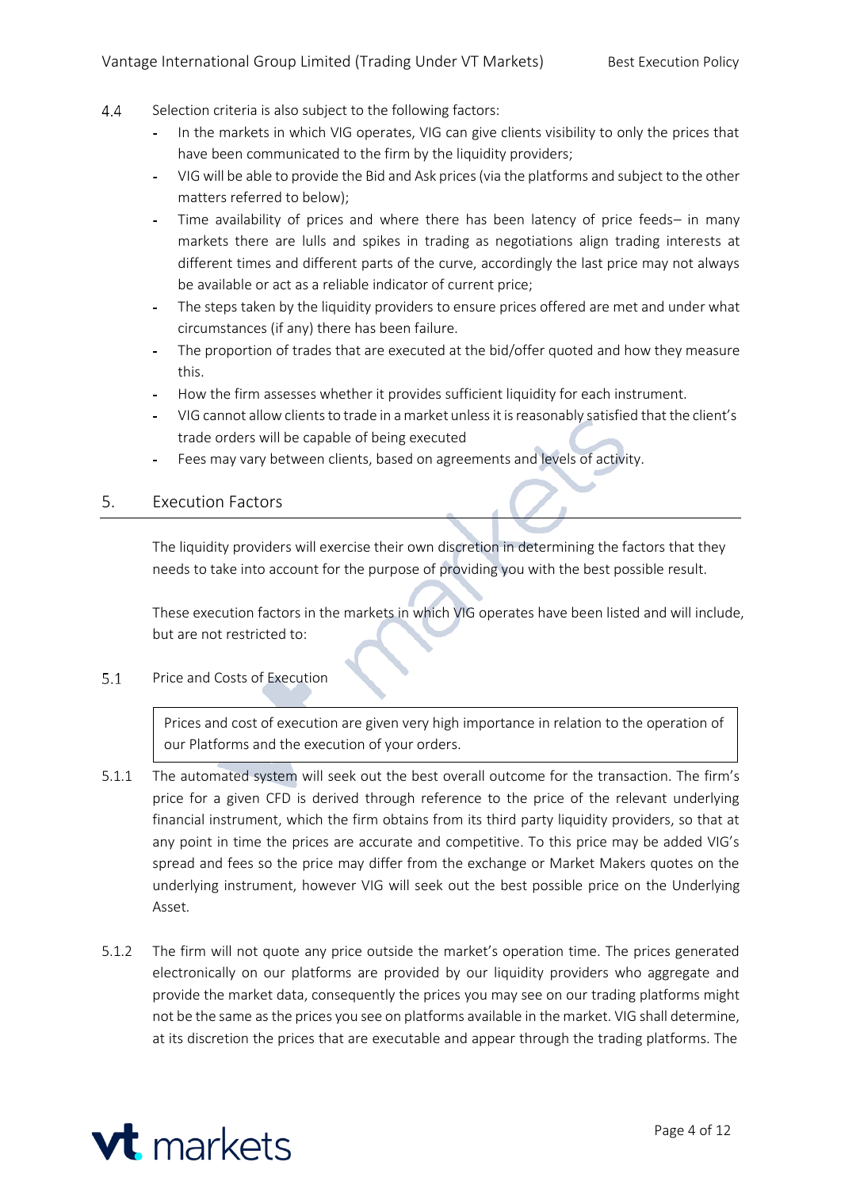4.4 Selection criteria is also subject to the following factors:

- In the markets in which VIG operates, VIG can give clients visibility to only the prices that have been communicated to the firm by the liquidity providers;
- VIG will be able to provide the Bid and Ask prices (via the platforms and subject to the other matters referred to below);
- Time availability of prices and where there has been latency of price feeds– in many markets there are lulls and spikes in trading as negotiations align trading interests at different times and different parts of the curve, accordingly the last price may not always be available or act as a reliable indicator of current price;
- The steps taken by the liquidity providers to ensure prices offered are met and under what circumstances (if any) there has been failure.
- The proportion of trades that are executed at the bid/offer quoted and how they measure this.
- How the firm assesses whether it provides sufficient liquidity for each instrument.
- VIG cannot allow clients to trade in a market unless it is reasonably satisfied that the client's trade orders will be capable of being executed
- Fees may vary between clients, based on agreements and levels of activity.

## 5. Execution Factors

The liquidity providers will exercise their own discretion in determining the factors that they needs to take into account for the purpose of providing you with the best possible result.

These execution factors in the markets in which VIG operates have been listed and will include, but are not restricted to:

### 5.1 Price and Costs of Execution

> Prices and cost of execution are given very high importance in relation to the operation of our Platforms and the execution of your orders.

5.1.1 The automated system will seek out the best overall outcome for the transaction. The firm's price for a given CFD is derived through reference to the price of the relevant underlying financial instrument, which the firm obtains from its third party liquidity providers, so that at any point in time the prices are accurate and competitive. To this price may be added VIG's spread and fees so the price may differ from the exchange or Market Makers quotes on the underlying instrument, however VIG will seek out the best possible price on the Underlying Asset.

5.1.2 The firm will not quote any price outside the market's operation time. The prices generated electronically on our platforms are provided by our liquidity providers who aggregate and provide the market data, consequently the prices you may see on our trading platforms might not be the same as the prices you see on platforms available in the market. VIG shall determine, at its discretion the prices that are executable and appear through the trading platforms. The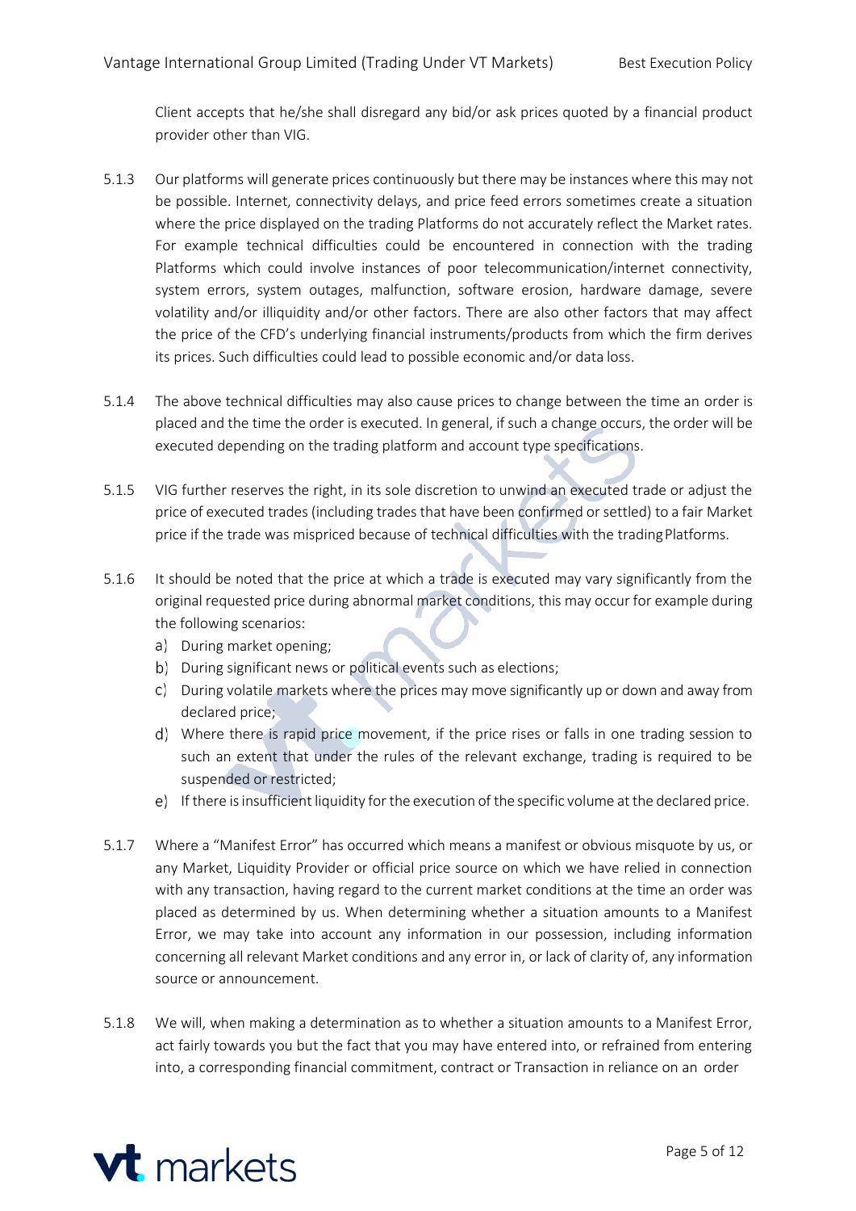Client accepts that he/she shall disregard any bid/or ask prices quoted by a financial product provider other than VIG.

5.1.3 Our platforms will generate prices continuously but there may be instances where this may not be possible. Internet, connectivity delays, and price feed errors sometimes create a situation where the price displayed on the trading Platforms do not accurately reflect the Market rates. For example technical difficulties could be encountered in connection with the trading Platforms which could involve instances of poor telecommunication/internet connectivity, system errors, system outages, malfunction, software erosion, hardware damage, severe volatility and/or illiquidity and/or other factors. There are also other factors that may affect the price of the CFD's underlying financial instruments/products from which the firm derives its prices. Such difficulties could lead to possible economic and/or data loss.

5.1.4 The above technical difficulties may also cause prices to change between the time an order is placed and the time the order is executed. In general, if such a change occurs, the order will be executed depending on the trading platform and account type specifications.

5.1.5 VIG further reserves the right, in its sole discretion to unwind an executed trade or adjust the price of executed trades (including trades that have been confirmed or settled) to a fair Market price if the trade was mispriced because of technical difficulties with the trading Platforms.

5.1.6 It should be noted that the price at which a trade is executed may vary significantly from the original requested price during abnormal market conditions, this may occur for example during the following scenarios:

a) During market opening;
b) During significant news or political events such as elections;
c) During volatile markets where the prices may move significantly up or down and away from declared price;
d) Where there is rapid price movement, if the price rises or falls in one trading session to such an extent that under the rules of the relevant exchange, trading is required to be suspended or restricted;
e) If there is insufficient liquidity for the execution of the specific volume at the declared price.

5.1.7 Where a "Manifest Error" has occurred which means a manifest or obvious misquote by us, or any Market, Liquidity Provider or official price source on which we have relied in connection with any transaction, having regard to the current market conditions at the time an order was placed as determined by us. When determining whether a situation amounts to a Manifest Error, we may take into account any information in our possession, including information concerning all relevant Market conditions and any error in, or lack of clarity of, any information source or announcement.

5.1.8 We will, when making a determination as to whether a situation amounts to a Manifest Error, act fairly towards you but the fact that you may have entered into, or refrained from entering into, a corresponding financial commitment, contract or Transaction in reliance on an order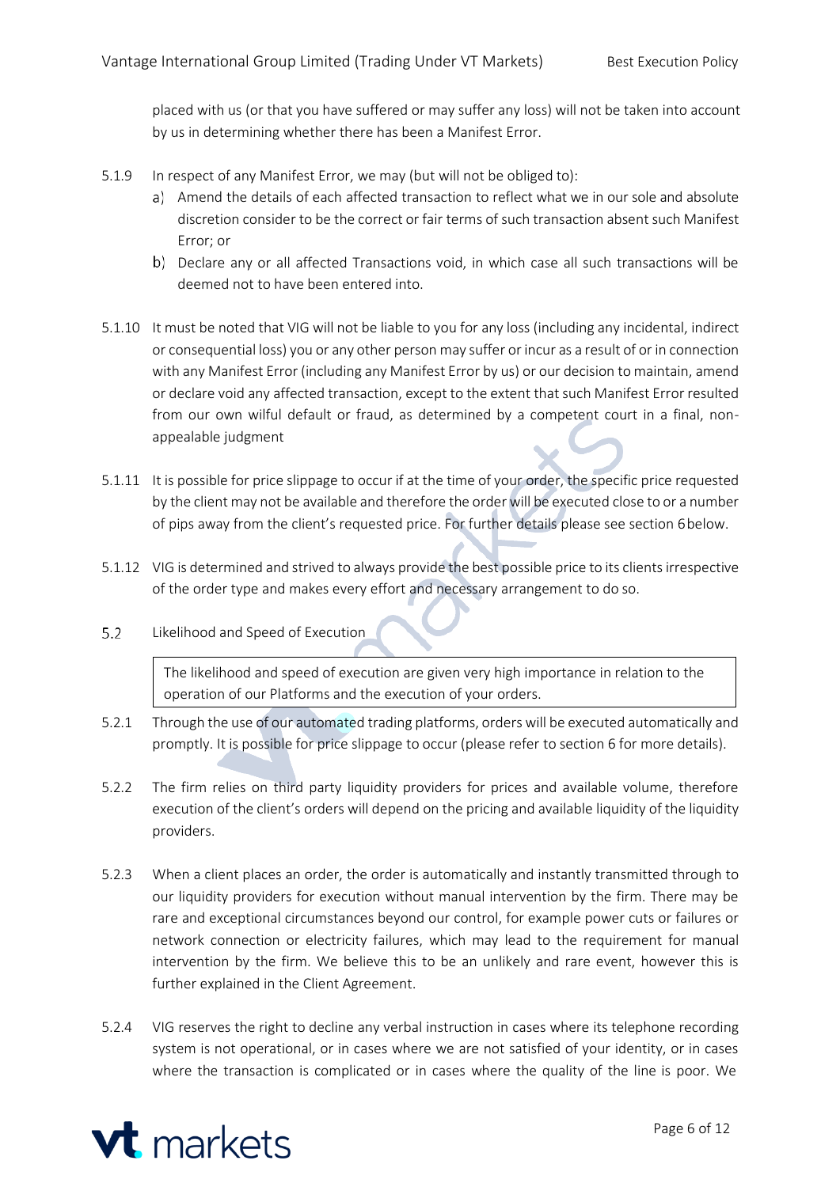placed with us (or that you have suffered or may suffer any loss) will not be taken into account by us in determining whether there has been a Manifest Error.

5.1.9 In respect of any Manifest Error, we may (but will not be obliged to):

a) Amend the details of each affected transaction to reflect what we in our sole and absolute discretion consider to be the correct or fair terms of such transaction absent such Manifest Error; or

b) Declare any or all affected Transactions void, in which case all such transactions will be deemed not to have been entered into.

5.1.10 It must be noted that VIG will not be liable to you for any loss (including any incidental, indirect or consequential loss) you or any other person may suffer or incur as a result of or in connection with any Manifest Error (including any Manifest Error by us) or our decision to maintain, amend or declare void any affected transaction, except to the extent that such Manifest Error resulted from our own wilful default or fraud, as determined by a competent court in a final, non-appealable judgment

5.1.11 It is possible for price slippage to occur if at the time of your order, the specific price requested by the client may not be available and therefore the order will be executed close to or a number of pips away from the client's requested price. For further details please see section 6 below.

5.1.12 VIG is determined and strived to always provide the best possible price to its clients irrespective of the order type and makes every effort and necessary arrangement to do so.

5.2 Likelihood and Speed of Execution

> The likelihood and speed of execution are given very high importance in relation to the operation of our Platforms and the execution of your orders.

5.2.1 Through the use of our automated trading platforms, orders will be executed automatically and promptly. It is possible for price slippage to occur (please refer to section 6 for more details).

5.2.2 The firm relies on third party liquidity providers for prices and available volume, therefore execution of the client's orders will depend on the pricing and available liquidity of the liquidity providers.

5.2.3 When a client places an order, the order is automatically and instantly transmitted through to our liquidity providers for execution without manual intervention by the firm. There may be rare and exceptional circumstances beyond our control, for example power cuts or failures or network connection or electricity failures, which may lead to the requirement for manual intervention by the firm. We believe this to be an unlikely and rare event, however this is further explained in the Client Agreement.

5.2.4 VIG reserves the right to decline any verbal instruction in cases where its telephone recording system is not operational, or in cases where we are not satisfied of your identity, or in cases where the transaction is complicated or in cases where the quality of the line is poor. We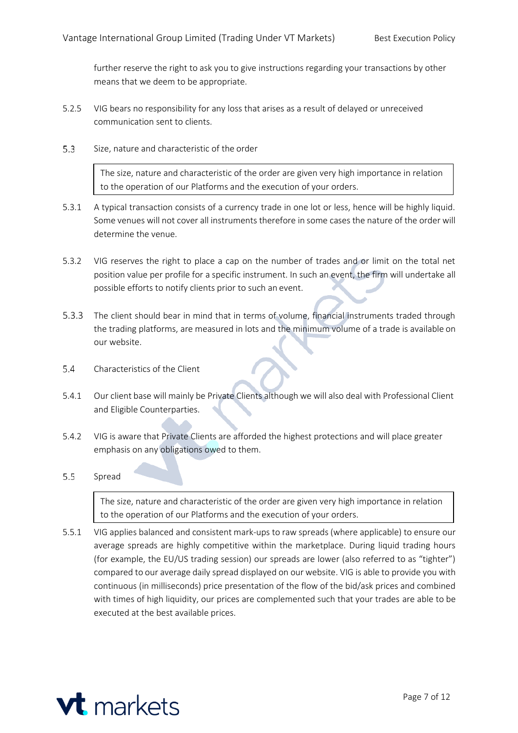further reserve the right to ask you to give instructions regarding your transactions by other means that we deem to be appropriate.

5.2.5 VIG bears no responsibility for any loss that arises as a result of delayed or unreceived communication sent to clients.

5.3 Size, nature and characteristic of the order

> The size, nature and characteristic of the order are given very high importance in relation to the operation of our Platforms and the execution of your orders.

5.3.1 A typical transaction consists of a currency trade in one lot or less, hence will be highly liquid. Some venues will not cover all instruments therefore in some cases the nature of the order will determine the venue.

5.3.2 VIG reserves the right to place a cap on the number of trades and or limit on the total net position value per profile for a specific instrument. In such an event, the firm will undertake all possible efforts to notify clients prior to such an event.

5.3.3 The client should bear in mind that in terms of volume, financial instruments traded through the trading platforms, are measured in lots and the minimum volume of a trade is available on our website.

5.4 Characteristics of the Client

5.4.1 Our client base will mainly be Private Clients although we will also deal with Professional Client and Eligible Counterparties.

5.4.2 VIG is aware that Private Clients are afforded the highest protections and will place greater emphasis on any obligations owed to them.

5.5 Spread

> The size, nature and characteristic of the order are given very high importance in relation to the operation of our Platforms and the execution of your orders.

5.5.1 VIG applies balanced and consistent mark-ups to raw spreads (where applicable) to ensure our average spreads are highly competitive within the marketplace. During liquid trading hours (for example, the EU/US trading session) our spreads are lower (also referred to as "tighter") compared to our average daily spread displayed on our website. VIG is able to provide you with continuous (in milliseconds) price presentation of the flow of the bid/ask prices and combined with times of high liquidity, our prices are complemented such that your trades are able to be executed at the best available prices.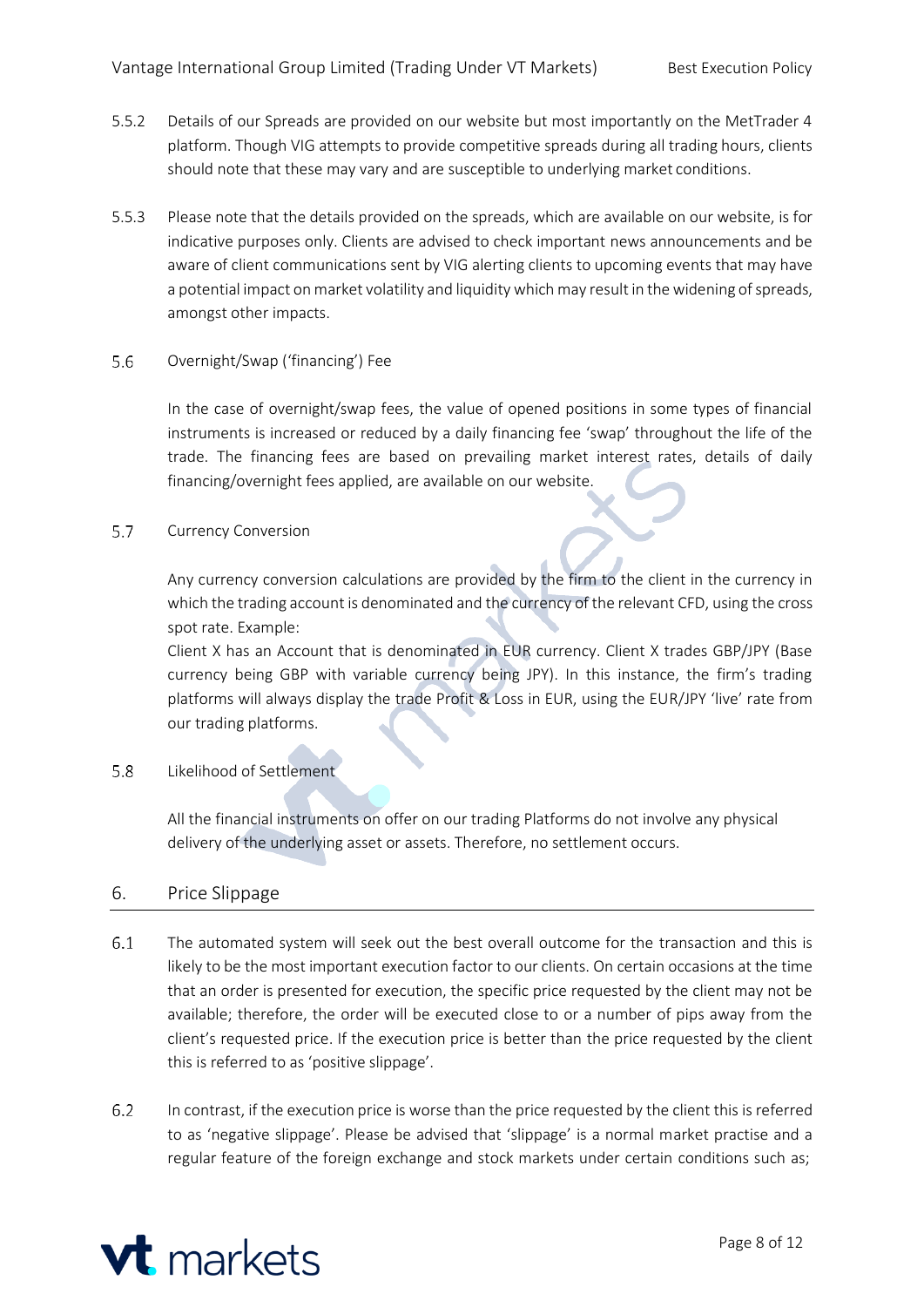5.5.2 Details of our Spreads are provided on our website but most importantly on the MetTrader 4 platform. Though VIG attempts to provide competitive spreads during all trading hours, clients should note that these may vary and are susceptible to underlying market conditions.

5.5.3 Please note that the details provided on the spreads, which are available on our website, is for indicative purposes only. Clients are advised to check important news announcements and be aware of client communications sent by VIG alerting clients to upcoming events that may have a potential impact on market volatility and liquidity which may result in the widening of spreads, amongst other impacts.

5.6 Overnight/Swap ('financing') Fee

In the case of overnight/swap fees, the value of opened positions in some types of financial instruments is increased or reduced by a daily financing fee 'swap' throughout the life of the trade. The financing fees are based on prevailing market interest rates, details of daily financing/overnight fees applied, are available on our website.

5.7 Currency Conversion

Any currency conversion calculations are provided by the firm to the client in the currency in which the trading account is denominated and the currency of the relevant CFD, using the cross spot rate. Example:
Client X has an Account that is denominated in EUR currency. Client X trades GBP/JPY (Base currency being GBP with variable currency being JPY). In this instance, the firm's trading platforms will always display the trade Profit & Loss in EUR, using the EUR/JPY 'live' rate from our trading platforms.

5.8 Likelihood of Settlement

All the financial instruments on offer on our trading Platforms do not involve any physical delivery of the underlying asset or assets. Therefore, no settlement occurs.

## 6. Price Slippage

6.1 The automated system will seek out the best overall outcome for the transaction and this is likely to be the most important execution factor to our clients. On certain occasions at the time that an order is presented for execution, the specific price requested by the client may not be available; therefore, the order will be executed close to or a number of pips away from the client's requested price. If the execution price is better than the price requested by the client this is referred to as 'positive slippage'.

6.2 In contrast, if the execution price is worse than the price requested by the client this is referred to as 'negative slippage'. Please be advised that 'slippage' is a normal market practise and a regular feature of the foreign exchange and stock markets under certain conditions such as;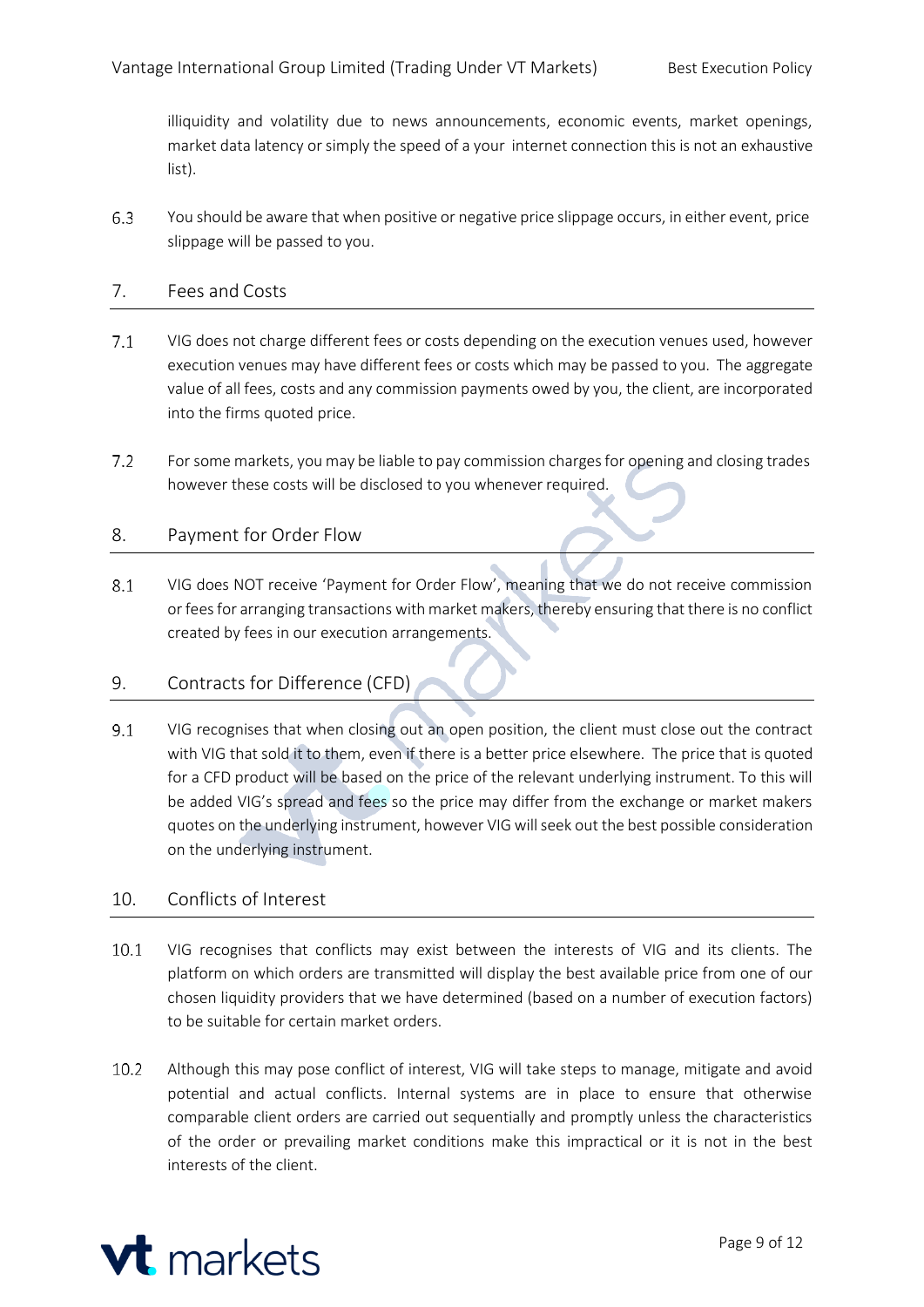illiquidity and volatility due to news announcements, economic events, market openings, market data latency or simply the speed of a your internet connection this is not an exhaustive list).

6.3 You should be aware that when positive or negative price slippage occurs, in either event, price slippage will be passed to you.

## 7. Fees and Costs

7.1 VIG does not charge different fees or costs depending on the execution venues used, however execution venues may have different fees or costs which may be passed to you. The aggregate value of all fees, costs and any commission payments owed by you, the client, are incorporated into the firms quoted price.

7.2 For some markets, you may be liable to pay commission charges for opening and closing trades however these costs will be disclosed to you whenever required.

## 8. Payment for Order Flow

8.1 VIG does NOT receive 'Payment for Order Flow', meaning that we do not receive commission or fees for arranging transactions with market makers, thereby ensuring that there is no conflict created by fees in our execution arrangements.

## 9. Contracts for Difference (CFD)

9.1 VIG recognises that when closing out an open position, the client must close out the contract with VIG that sold it to them, even if there is a better price elsewhere. The price that is quoted for a CFD product will be based on the price of the relevant underlying instrument. To this will be added VIG's spread and fees so the price may differ from the exchange or market makers quotes on the underlying instrument, however VIG will seek out the best possible consideration on the underlying instrument.

## 10. Conflicts of Interest

10.1 VIG recognises that conflicts may exist between the interests of VIG and its clients. The platform on which orders are transmitted will display the best available price from one of our chosen liquidity providers that we have determined (based on a number of execution factors) to be suitable for certain market orders.

10.2 Although this may pose conflict of interest, VIG will take steps to manage, mitigate and avoid potential and actual conflicts. Internal systems are in place to ensure that otherwise comparable client orders are carried out sequentially and promptly unless the characteristics of the order or prevailing market conditions make this impractical or it is not in the best interests of the client.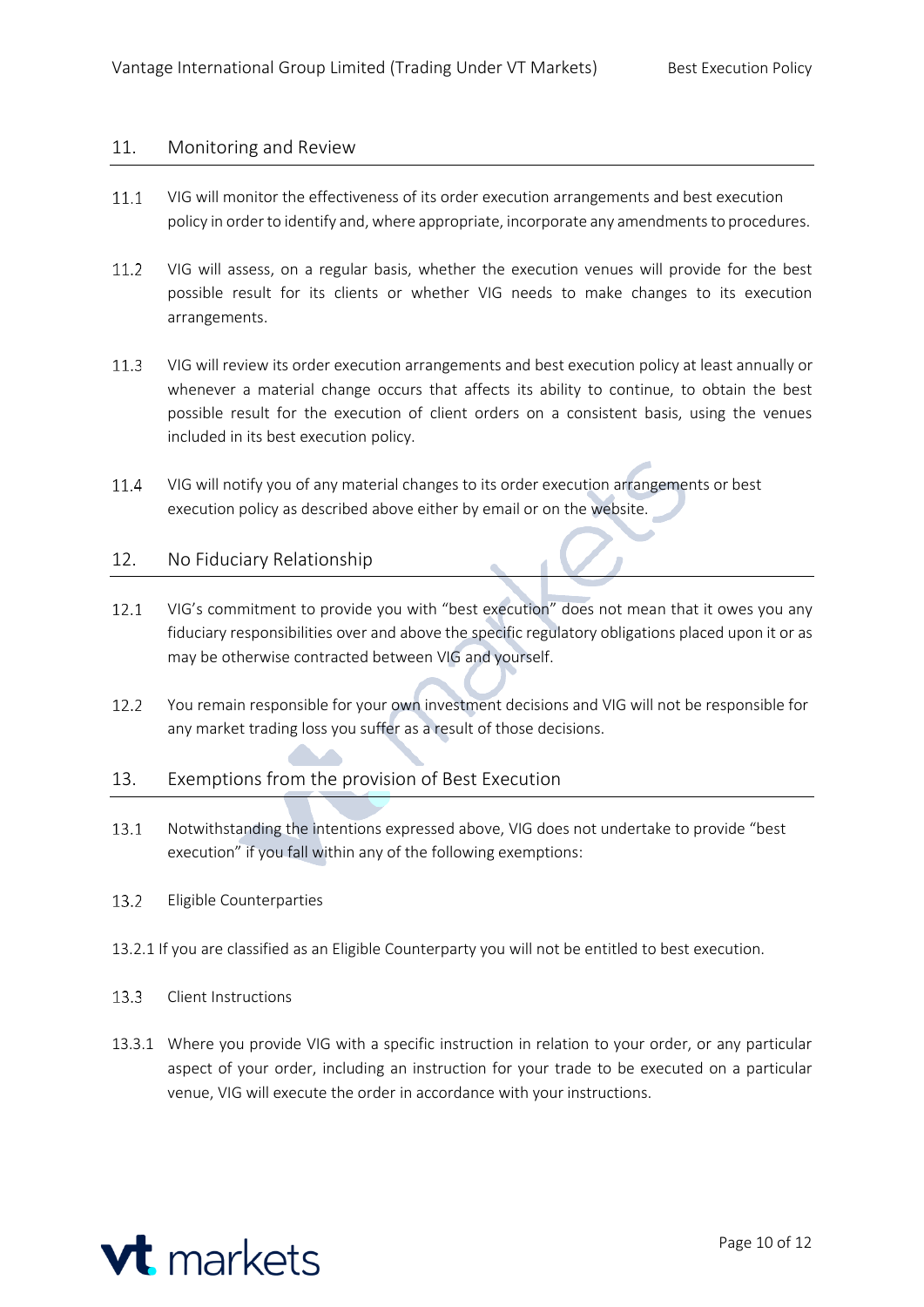## 11. Monitoring and Review

11.1 VIG will monitor the effectiveness of its order execution arrangements and best execution policy in order to identify and, where appropriate, incorporate any amendments to procedures.

11.2 VIG will assess, on a regular basis, whether the execution venues will provide for the best possible result for its clients or whether VIG needs to make changes to its execution arrangements.

11.3 VIG will review its order execution arrangements and best execution policy at least annually or whenever a material change occurs that affects its ability to continue, to obtain the best possible result for the execution of client orders on a consistent basis, using the venues included in its best execution policy.

11.4 VIG will notify you of any material changes to its order execution arrangements or best execution policy as described above either by email or on the website.

## 12. No Fiduciary Relationship

12.1 VIG's commitment to provide you with "best execution" does not mean that it owes you any fiduciary responsibilities over and above the specific regulatory obligations placed upon it or as may be otherwise contracted between VIG and yourself.

12.2 You remain responsible for your own investment decisions and VIG will not be responsible for any market trading loss you suffer as a result of those decisions.

## 13. Exemptions from the provision of Best Execution

13.1 Notwithstanding the intentions expressed above, VIG does not undertake to provide "best execution" if you fall within any of the following exemptions:

13.2 Eligible Counterparties

13.2.1 If you are classified as an Eligible Counterparty you will not be entitled to best execution.

13.3 Client Instructions

13.3.1 Where you provide VIG with a specific instruction in relation to your order, or any particular aspect of your order, including an instruction for your trade to be executed on a particular venue, VIG will execute the order in accordance with your instructions.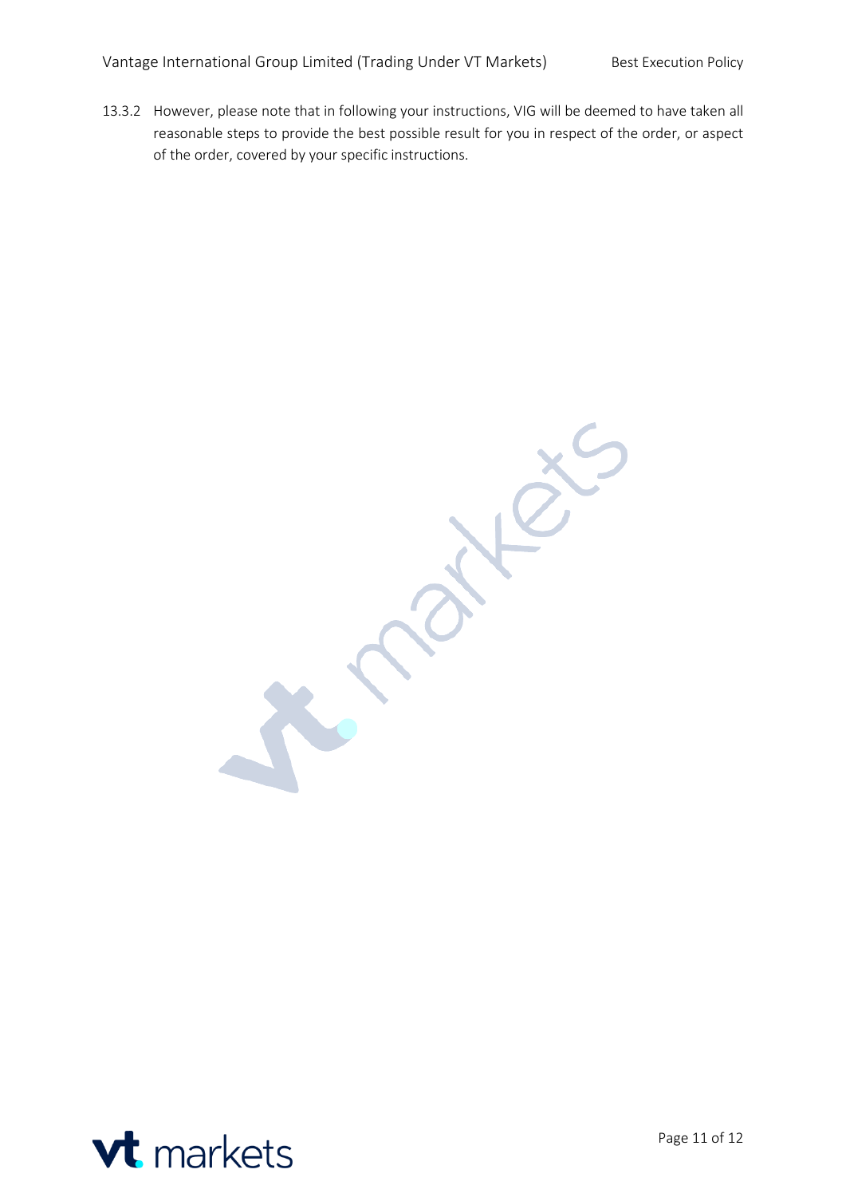13.3.2 However, please note that in following your instructions, VIG will be deemed to have taken all reasonable steps to provide the best possible result for you in respect of the order, or aspect of the order, covered by your specific instructions.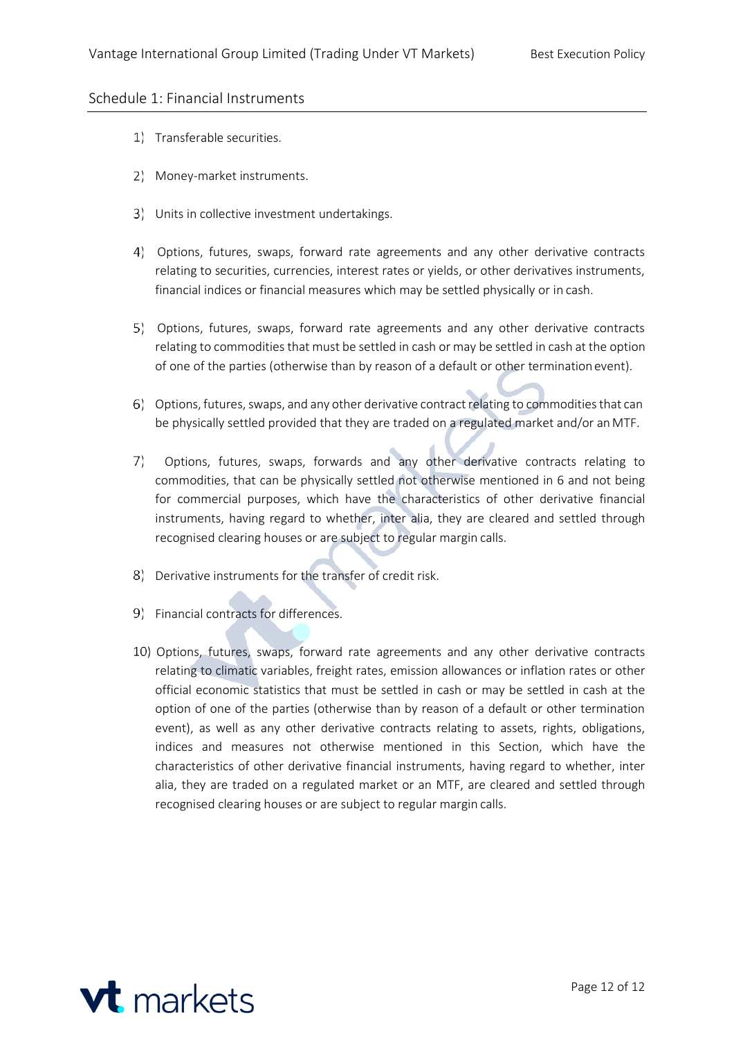## Schedule 1: Financial Instruments

1) Transferable securities.

2) Money-market instruments.

3) Units in collective investment undertakings.

4) Options, futures, swaps, forward rate agreements and any other derivative contracts relating to securities, currencies, interest rates or yields, or other derivatives instruments, financial indices or financial measures which may be settled physically or in cash.

5) Options, futures, swaps, forward rate agreements and any other derivative contracts relating to commodities that must be settled in cash or may be settled in cash at the option of one of the parties (otherwise than by reason of a default or other termination event).

6) Options, futures, swaps, and any other derivative contract relating to commodities that can be physically settled provided that they are traded on a regulated market and/or an MTF.

7) Options, futures, swaps, forwards and any other derivative contracts relating to commodities, that can be physically settled not otherwise mentioned in 6 and not being for commercial purposes, which have the characteristics of other derivative financial instruments, having regard to whether, inter alia, they are cleared and settled through recognised clearing houses or are subject to regular margin calls.

8) Derivative instruments for the transfer of credit risk.

9) Financial contracts for differences.

10) Options, futures, swaps, forward rate agreements and any other derivative contracts relating to climatic variables, freight rates, emission allowances or inflation rates or other official economic statistics that must be settled in cash or may be settled in cash at the option of one of the parties (otherwise than by reason of a default or other termination event), as well as any other derivative contracts relating to assets, rights, obligations, indices and measures not otherwise mentioned in this Section, which have the characteristics of other derivative financial instruments, having regard to whether, inter alia, they are traded on a regulated market or an MTF, are cleared and settled through recognised clearing houses or are subject to regular margin calls.